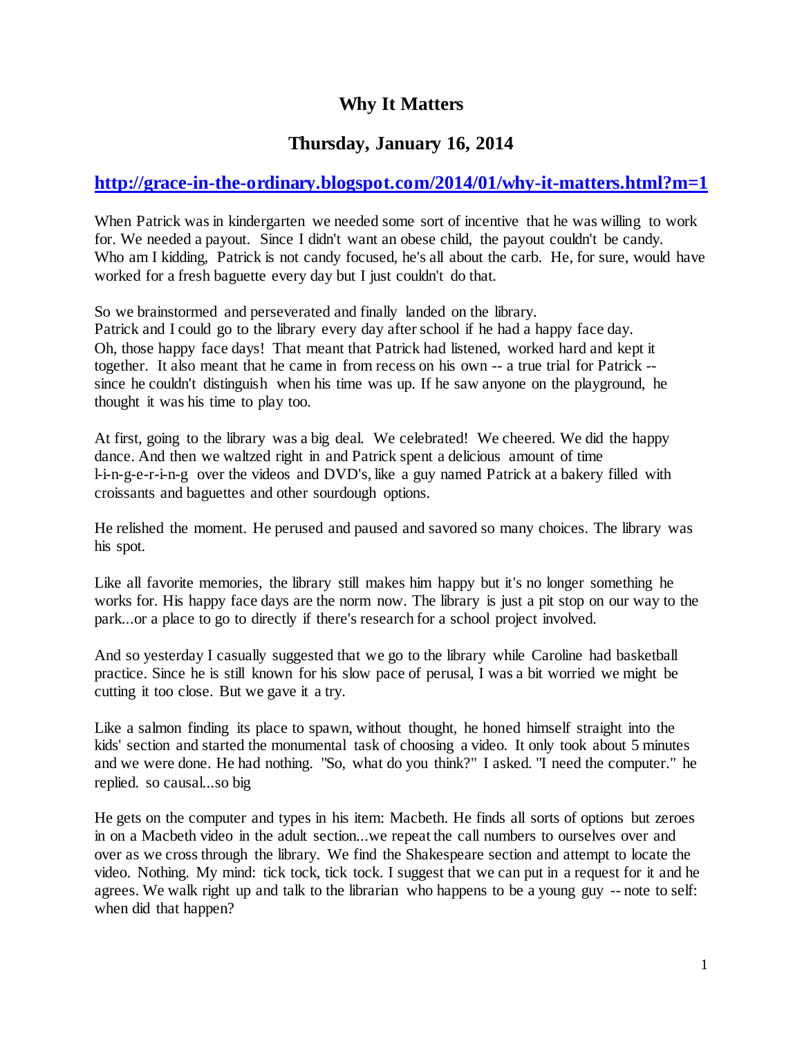# Why It Matters

## Thursday, January 16, 2014

**http://grace-in-the-ordinary.blogspot.com/2014/01/why-it-matters.html?m=1**

When Patrick was in kindergarten we needed some sort of incentive that he was willing to work for. We needed a payout. Since I didn't want an obese child, the payout couldn't be candy. Who am I kidding, Patrick is not candy focused, he's all about the carb. He, for sure, would have worked for a fresh baguette every day but I just couldn't do that.

So we brainstormed and perseverated and finally landed on the library.
Patrick and I could go to the library every day after school if he had a happy face day.
Oh, those happy face days! That meant that Patrick had listened, worked hard and kept it together. It also meant that he came in from recess on his own -- a true trial for Patrick -- since he couldn't distinguish when his time was up. If he saw anyone on the playground, he thought it was his time to play too.

At first, going to the library was a big deal. We celebrated! We cheered. We did the happy dance. And then we waltzed right in and Patrick spent a delicious amount of time l-i-n-g-e-r-i-n-g over the videos and DVD's, like a guy named Patrick at a bakery filled with croissants and baguettes and other sourdough options.

He relished the moment. He perused and paused and savored so many choices. The library was his spot.

Like all favorite memories, the library still makes him happy but it's no longer something he works for. His happy face days are the norm now. The library is just a pit stop on our way to the park...or a place to go to directly if there's research for a school project involved.

And so yesterday I casually suggested that we go to the library while Caroline had basketball practice. Since he is still known for his slow pace of perusal, I was a bit worried we might be cutting it too close. But we gave it a try.

Like a salmon finding its place to spawn, without thought, he honed himself straight into the kids' section and started the monumental task of choosing a video. It only took about 5 minutes and we were done. He had nothing. "So, what do you think?" I asked. "I need the computer." he replied. so causal...so big

He gets on the computer and types in his item: Macbeth. He finds all sorts of options but zeroes in on a Macbeth video in the adult section...we repeat the call numbers to ourselves over and over as we cross through the library. We find the Shakespeare section and attempt to locate the video. Nothing. My mind: tick tock, tick tock. I suggest that we can put in a request for it and he agrees. We walk right up and talk to the librarian who happens to be a young guy -- note to self: when did that happen?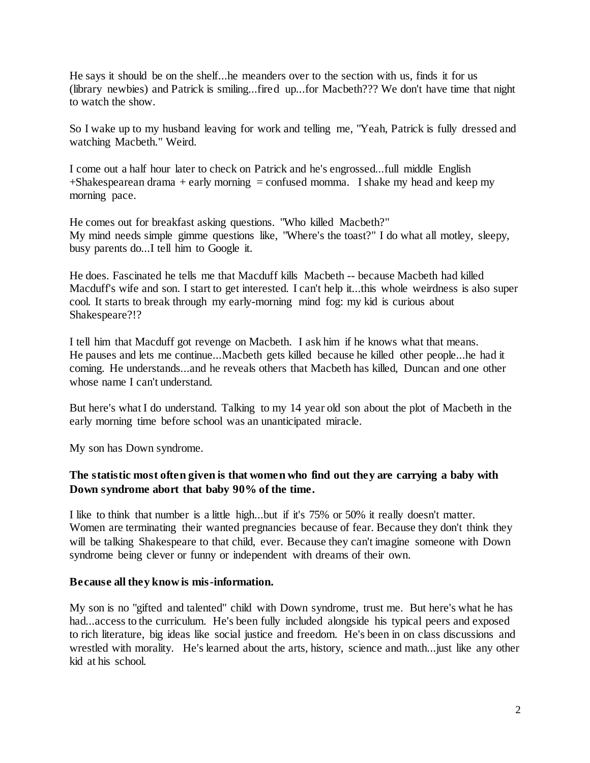He says it should be on the shelf...he meanders over to the section with us, finds it for us (library newbies) and Patrick is smiling...fired up...for Macbeth??? We don't have time that night to watch the show.

So I wake up to my husband leaving for work and telling me, "Yeah, Patrick is fully dressed and watching Macbeth." Weird.

I come out a half hour later to check on Patrick and he's engrossed...full middle English +Shakespearean drama + early morning = confused momma. I shake my head and keep my morning pace.

He comes out for breakfast asking questions. "Who killed Macbeth?"
My mind needs simple gimme questions like, "Where's the toast?" I do what all motley, sleepy, busy parents do...I tell him to Google it.

He does. Fascinated he tells me that Macduff kills Macbeth -- because Macbeth had killed Macduff's wife and son. I start to get interested. I can't help it...this whole weirdness is also super cool. It starts to break through my early-morning mind fog: my kid is curious about Shakespeare?!?

I tell him that Macduff got revenge on Macbeth. I ask him if he knows what that means. He pauses and lets me continue...Macbeth gets killed because he killed other people...he had it coming. He understands...and he reveals others that Macbeth has killed, Duncan and one other whose name I can't understand.

But here's what I do understand. Talking to my 14 year old son about the plot of Macbeth in the early morning time before school was an unanticipated miracle.

My son has Down syndrome.

**The statistic most often given is that women who find out they are carrying a baby with Down syndrome abort that baby 90% of the time.**

I like to think that number is a little high...but if it's 75% or 50% it really doesn't matter. Women are terminating their wanted pregnancies because of fear. Because they don't think they will be talking Shakespeare to that child, ever. Because they can't imagine someone with Down syndrome being clever or funny or independent with dreams of their own.

**Because all they know is mis-information.**

My son is no "gifted and talented" child with Down syndrome, trust me. But here's what he has had...access to the curriculum. He's been fully included alongside his typical peers and exposed to rich literature, big ideas like social justice and freedom. He's been in on class discussions and wrestled with morality. He's learned about the arts, history, science and math...just like any other kid at his school.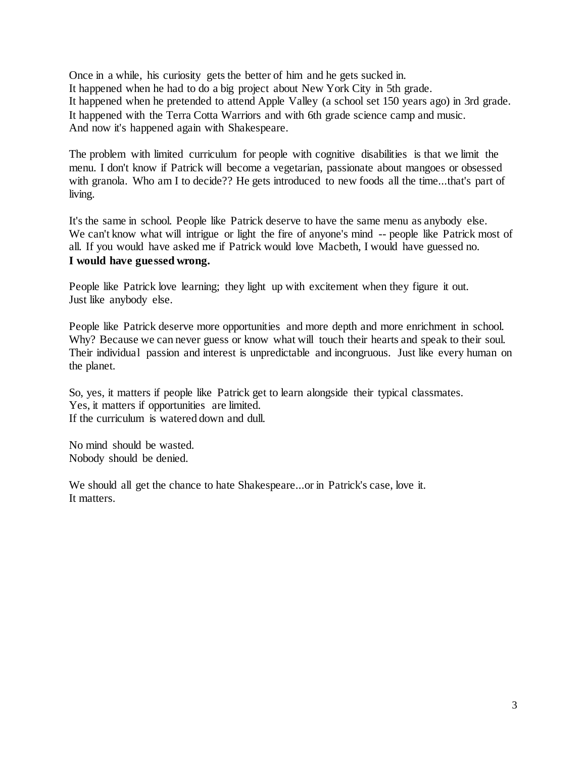Once in a while, his curiosity gets the better of him and he gets sucked in.
It happened when he had to do a big project about New York City in 5th grade.
It happened when he pretended to attend Apple Valley (a school set 150 years ago) in 3rd grade.
It happened with the Terra Cotta Warriors and with 6th grade science camp and music.
And now it's happened again with Shakespeare.

The problem with limited curriculum for people with cognitive disabilities is that we limit the menu. I don't know if Patrick will become a vegetarian, passionate about mangoes or obsessed with granola. Who am I to decide?? He gets introduced to new foods all the time...that's part of living.

It's the same in school. People like Patrick deserve to have the same menu as anybody else.
We can't know what will intrigue or light the fire of anyone's mind -- people like Patrick most of all. If you would have asked me if Patrick would love Macbeth, I would have guessed no.
**I would have guessed wrong.**

People like Patrick love learning; they light up with excitement when they figure it out.
Just like anybody else.

People like Patrick deserve more opportunities and more depth and more enrichment in school.
Why? Because we can never guess or know what will touch their hearts and speak to their soul.
Their individual passion and interest is unpredictable and incongruous. Just like every human on the planet.

So, yes, it matters if people like Patrick get to learn alongside their typical classmates.
Yes, it matters if opportunities are limited.
If the curriculum is watered down and dull.

No mind should be wasted.
Nobody should be denied.

We should all get the chance to hate Shakespeare...or in Patrick's case, love it.
It matters.